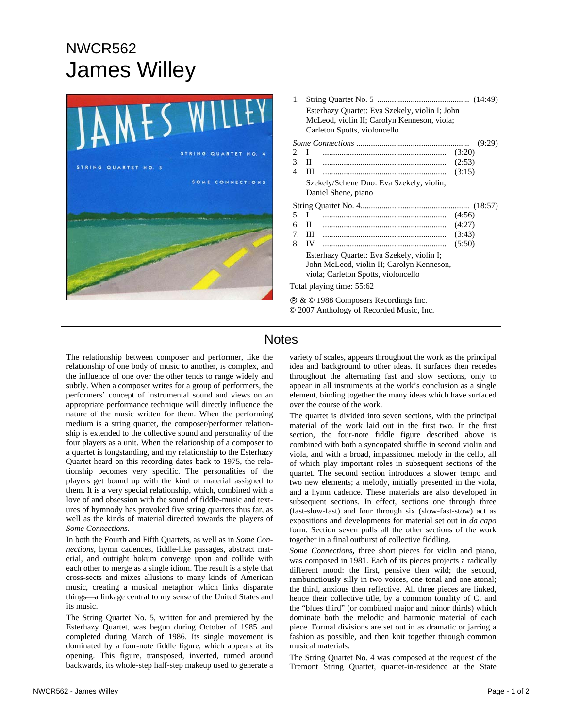# NWCR562
# James Willey

1. String Quartet No. 5 ............................................ (14:49)
   Esterhazy Quartet: Eva Szekely, violin I; John McLeod, violin II; Carolyn Kenneson, viola; Carleton Spotts, violoncello

*Some Connections* ...................................................... (9:29)

2. I .......................................................... (3:20)
3. II .......................................................... (2:53)
4. III .......................................................... (3:15)

   Szekely/Schene Duo: Eva Szekely, violin; Daniel Shene, piano

String Quartet No. 4.................................................... (18:57)

5. I .......................................................... (4:56)
6. II .......................................................... (4:27)
7. III .......................................................... (3:43)
8. IV .......................................................... (5:50)

   Esterhazy Quartet: Eva Szekely, violin I; John McLeod, violin II; Carolyn Kenneson, viola; Carleton Spotts, violoncello

Total playing time: 55:62

℗ & © 1988 Composers Recordings Inc.
© 2007 Anthology of Recorded Music, Inc.

## Notes

The relationship between composer and performer, like the relationship of one body of music to another, is complex, and the influence of one over the other tends to range widely and subtly. When a composer writes for a group of performers, the performers' concept of instrumental sound and views on an appropriate performance technique will directly influence the nature of the music written for them. When the performing medium is a string quartet, the composer/performer relationship is extended to the collective sound and personality of the four players as a unit. When the relationship of a composer to a quartet is longstanding, and my relationship to the Esterhazy Quartet heard on this recording dates back to 1975, the relationship becomes very specific. The personalities of the players get bound up with the kind of material assigned to them. It is a very special relationship, which, combined with a love of and obsession with the sound of fiddle-music and textures of hymnody has provoked five string quartets thus far, as well as the kinds of material directed towards the players of *Some Connections*.

In both the Fourth and Fifth Quartets, as well as in *Some Connections*, hymn cadences, fiddle-like passages, abstract material, and outright hokum converge upon and collide with each other to merge as a single idiom. The result is a style that cross-sects and mixes allusions to many kinds of American music, creating a musical metaphor which links disparate things—a linkage central to my sense of the United States and its music.

The String Quartet No. 5, written for and premiered by the Esterhazy Quartet, was begun during October of 1985 and completed during March of 1986. Its single movement is dominated by a four-note fiddle figure, which appears at its opening. This figure, transposed, inverted, turned around backwards, its whole-step half-step makeup used to generate a variety of scales, appears throughout the work as the principal idea and background to other ideas. It surfaces then recedes throughout the alternating fast and slow sections, only to appear in all instruments at the work's conclusion as a single element, binding together the many ideas which have surfaced over the course of the work.

The quartet is divided into seven sections, with the principal material of the work laid out in the first two. In the first section, the four-note fiddle figure described above is combined with both a syncopated shuffle in second violin and viola, and with a broad, impassioned melody in the cello, all of which play important roles in subsequent sections of the quartet. The second section introduces a slower tempo and two new elements; a melody, initially presented in the viola, and a hymn cadence. These materials are also developed in subsequent sections. In effect, sections one through three (fast-slow-fast) and four through six (slow-fast-stow) act as expositions and developments for material set out in *da capo* form. Section seven pulls all the other sections of the work together in a final outburst of collective fiddling.

***Some Connections*****,** three short pieces for violin and piano, was composed in 1981. Each of its pieces projects a radically different mood: the first, pensive then wild; the second, rambunctiously silly in two voices, one tonal and one atonal; the third, anxious then reflective. All three pieces are linked, hence their collective title, by a common tonality of C, and the "blues third" (or combined major and minor thirds) which dominate both the melodic and harmonic material of each piece. Formal divisions are set out in as dramatic or jarring a fashion as possible, and then knit together through common musical materials.

The String Quartet No. 4 was composed at the request of the Tremont String Quartet, quartet-in-residence at the State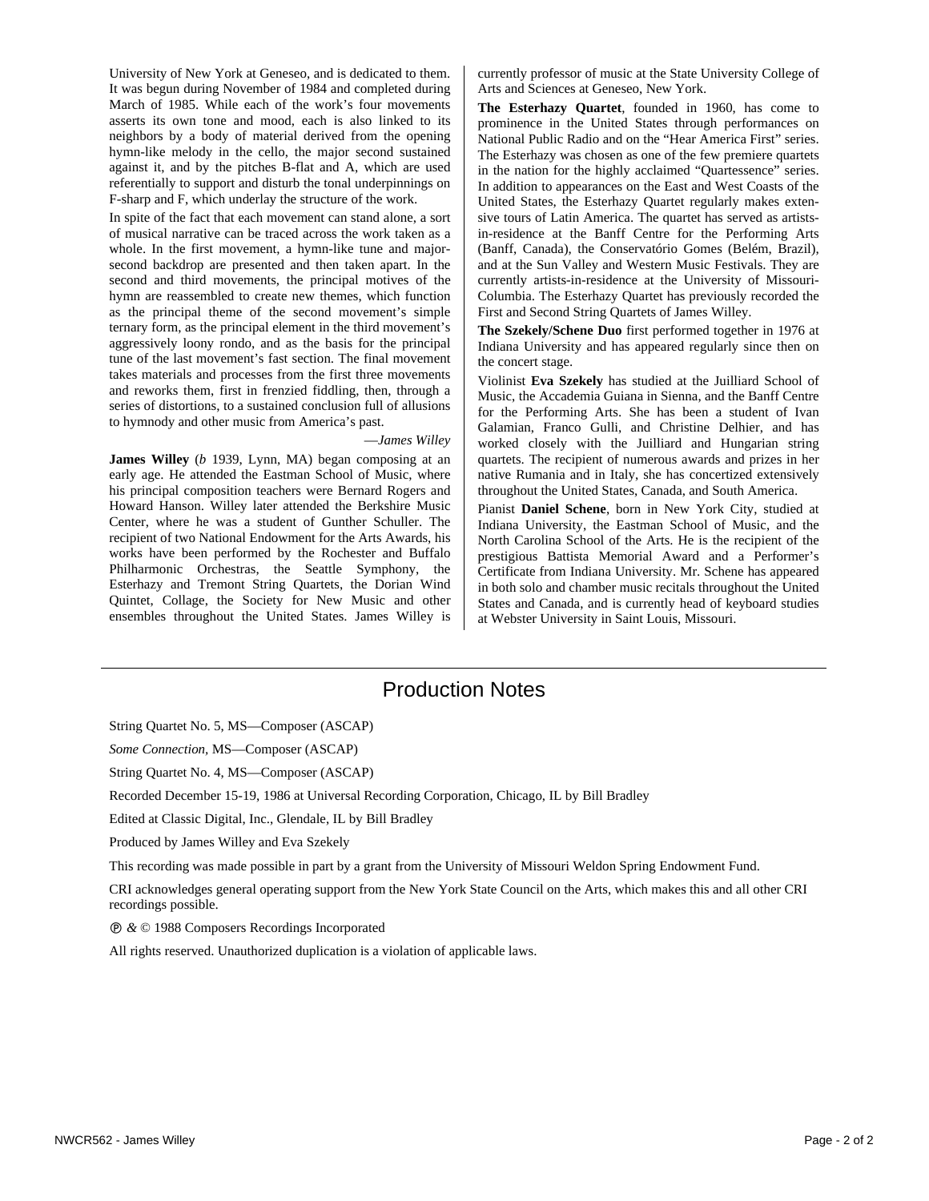University of New York at Geneseo, and is dedicated to them. It was begun during November of 1984 and completed during March of 1985. While each of the work's four movements asserts its own tone and mood, each is also linked to its neighbors by a body of material derived from the opening hymn-like melody in the cello, the major second sustained against it, and by the pitches B-flat and A, which are used referentially to support and disturb the tonal underpinnings on F-sharp and F, which underlay the structure of the work.

In spite of the fact that each movement can stand alone, a sort of musical narrative can be traced across the work taken as a whole. In the first movement, a hymn-like tune and major-second backdrop are presented and then taken apart. In the second and third movements, the principal motives of the hymn are reassembled to create new themes, which function as the principal theme of the second movement's simple ternary form, as the principal element in the third movement's aggressively loony rondo, and as the basis for the principal tune of the last movement's fast section. The final movement takes materials and processes from the first three movements and reworks them, first in frenzied fiddling, then, through a series of distortions, to a sustained conclusion full of allusions to hymnody and other music from America's past.

—*James Willey*

**James Willey** (*b* 1939, Lynn, MA) began composing at an early age. He attended the Eastman School of Music, where his principal composition teachers were Bernard Rogers and Howard Hanson. Willey later attended the Berkshire Music Center, where he was a student of Gunther Schuller. The recipient of two National Endowment for the Arts Awards, his works have been performed by the Rochester and Buffalo Philharmonic Orchestras, the Seattle Symphony, the Esterhazy and Tremont String Quartets, the Dorian Wind Quintet, Collage, the Society for New Music and other ensembles throughout the United States. James Willey is currently professor of music at the State University College of Arts and Sciences at Geneseo, New York.

**The Esterhazy Quartet**, founded in 1960, has come to prominence in the United States through performances on National Public Radio and on the "Hear America First" series. The Esterhazy was chosen as one of the few premiere quartets in the nation for the highly acclaimed "Quartessence" series. In addition to appearances on the East and West Coasts of the United States, the Esterhazy Quartet regularly makes extensive tours of Latin America. The quartet has served as artists-in-residence at the Banff Centre for the Performing Arts (Banff, Canada), the Conservatório Gomes (Belém, Brazil), and at the Sun Valley and Western Music Festivals. They are currently artists-in-residence at the University of Missouri-Columbia. The Esterhazy Quartet has previously recorded the First and Second String Quartets of James Willey.

**The Szekely/Schene Duo** first performed together in 1976 at Indiana University and has appeared regularly since then on the concert stage.

Violinist **Eva Szekely** has studied at the Juilliard School of Music, the Accademia Guiana in Sienna, and the Banff Centre for the Performing Arts. She has been a student of Ivan Galamian, Franco Gulli, and Christine Delhier, and has worked closely with the Juilliard and Hungarian string quartets. The recipient of numerous awards and prizes in her native Rumania and in Italy, she has concertized extensively throughout the United States, Canada, and South America.

Pianist **Daniel Schene**, born in New York City, studied at Indiana University, the Eastman School of Music, and the North Carolina School of the Arts. He is the recipient of the prestigious Battista Memorial Award and a Performer's Certificate from Indiana University. Mr. Schene has appeared in both solo and chamber music recitals throughout the United States and Canada, and is currently head of keyboard studies at Webster University in Saint Louis, Missouri.

## Production Notes

String Quartet No. 5, MS—Composer (ASCAP)

*Some Connection*, MS—Composer (ASCAP)

String Quartet No. 4, MS—Composer (ASCAP)

Recorded December 15-19, 1986 at Universal Recording Corporation, Chicago, IL by Bill Bradley

Edited at Classic Digital, Inc., Glendale, IL by Bill Bradley

Produced by James Willey and Eva Szekely

This recording was made possible in part by a grant from the University of Missouri Weldon Spring Endowment Fund.

CRI acknowledges general operating support from the New York State Council on the Arts, which makes this and all other CRI recordings possible.

℗ & © 1988 Composers Recordings Incorporated

All rights reserved. Unauthorized duplication is a violation of applicable laws.